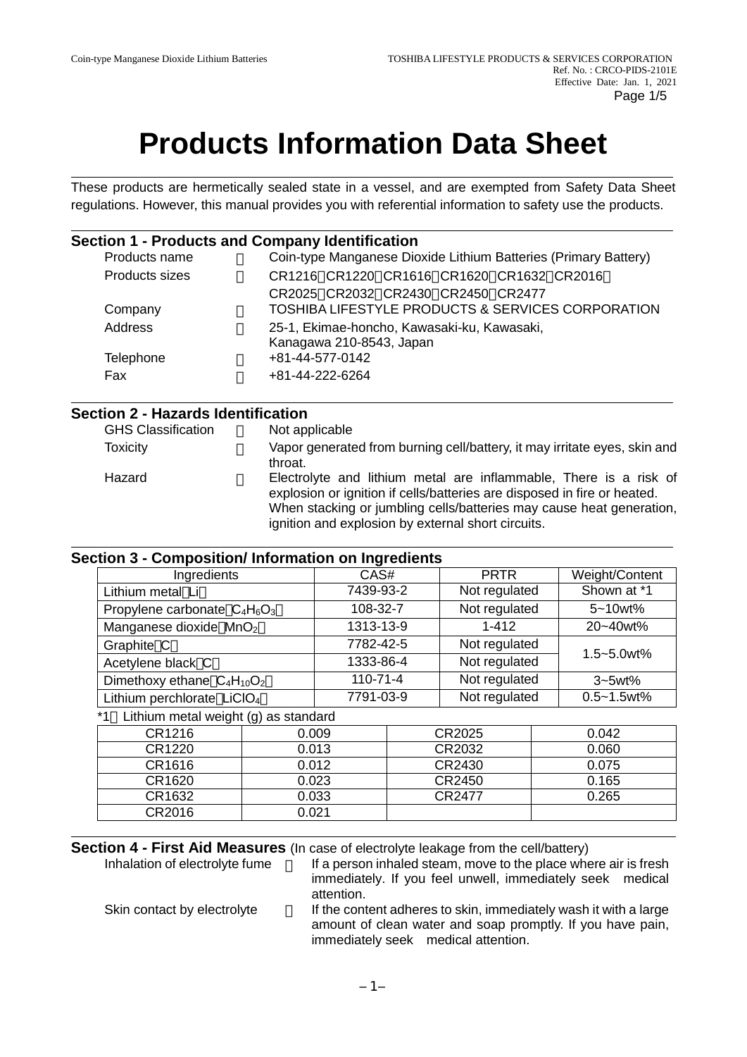# Products Information Data Sheet

These products are hermetically sealed state in a vessel, and are exempted from Safety Data Sheet regulations. However, this manual provides you with referential information to safety use the products.

## Section 1 - Products and Company Identification

| | | |
|---|---|---|
| Products name | ： | Coin-type Manganese Dioxide Lithium Batteries (Primary Battery) |
| Products sizes | ： | CR1216，CR1220，CR1616，CR1620，CR1632，CR2016，CR2025，CR2032，CR2430，CR2450，CR2477 |
| Company | ： | TOSHIBA LIFESTYLE PRODUCTS & SERVICES CORPORATION |
| Address | ： | 25-1, Ekimae-honcho, Kawasaki-ku, Kawasaki, Kanagawa 210-8543, Japan |
| Telephone | ： | +81-44-577-0142 |
| Fax | ： | +81-44-222-6264 |

## Section 2 - Hazards Identification

| | | |
|---|---|---|
| GHS Classification | ： | Not applicable |
| Toxicity | ： | Vapor generated from burning cell/battery, it may irritate eyes, skin and throat. |
| Hazard | ： | Electrolyte and lithium metal are inflammable, There is a risk of explosion or ignition if cells/batteries are disposed in fire or heated. When stacking or jumbling cells/batteries may cause heat generation, ignition and explosion by external short circuits. |

## Section 3 - Composition/ Information on Ingredients

| Ingredients | CAS# | PRTR | Weight/Content |
|---|---|---|---|
| Lithium metal（Li） | 7439-93-2 | Not regulated | Shown at *1 |
| Propylene carbonate（$C_4H_6O_3$） | 108-32-7 | Not regulated | 5~10wt% |
| Manganese dioxide（$MnO_2$） | 1313-13-9 | 1-412 | 20~40wt% |
| Graphite（C） | 7782-42-5 | Not regulated | 1.5~5.0wt% |
| Acetylene black（C） | 1333-86-4 | Not regulated | |
| Dimethoxy ethane（$C_4H_{10}O_2$） | 110-71-4 | Not regulated | 3~5wt% |
| Lithium perchlorate（$LiClO_4$） | 7791-03-9 | Not regulated | 0.5~1.5wt% |

*1：Lithium metal weight (g) as standard

| | | | |
|---|---|---|---|
| CR1216 | 0.009 | CR2025 | 0.042 |
| CR1220 | 0.013 | CR2032 | 0.060 |
| CR1616 | 0.012 | CR2430 | 0.075 |
| CR1620 | 0.023 | CR2450 | 0.165 |
| CR1632 | 0.033 | CR2477 | 0.265 |
| CR2016 | 0.021 | | |

## Section 4 - First Aid Measures (In case of electrolyte leakage from the cell/battery)

| | | |
|---|---|---|
| Inhalation of electrolyte fume | ： | If a person inhaled steam, move to the place where air is fresh immediately. If you feel unwell, immediately seek medical attention. |
| Skin contact by electrolyte | ： | If the content adheres to skin, immediately wash it with a large amount of clean water and soap promptly. If you have pain, immediately seek medical attention. |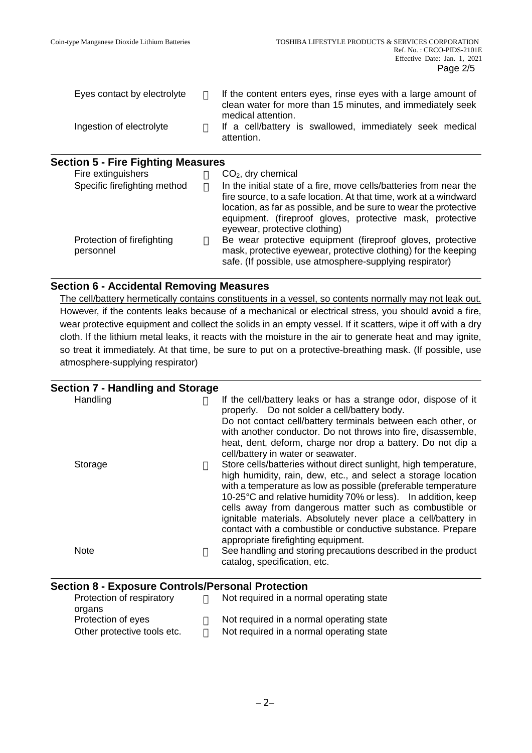| | |
|---|---|
| Eyes contact by electrolyte | If the content enters eyes, rinse eyes with a large amount of clean water for more than 15 minutes, and immediately seek medical attention. |
| Ingestion of electrolyte | If a cell/battery is swallowed, immediately seek medical attention. |

## Section 5 - Fire Fighting Measures

| | |
|---|---|
| Fire extinguishers | $CO_2$, dry chemical |
| Specific firefighting method | In the initial state of a fire, move cells/batteries from near the fire source, to a safe location. At that time, work at a windward location, as far as possible, and be sure to wear the protective equipment. (fireproof gloves, protective mask, protective eyewear, protective clothing) |
| Protection of firefighting personnel | Be wear protective equipment (fireproof gloves, protective mask, protective eyewear, protective clothing) for the keeping safe. (If possible, use atmosphere-supplying respirator) |

## Section 6 - Accidental Removing Measures

<u>The cell/battery hermetically contains constituents in a vessel, so contents normally may not leak out.</u> However, if the contents leaks because of a mechanical or electrical stress, you should avoid a fire, wear protective equipment and collect the solids in an empty vessel. If it scatters, wipe it off with a dry cloth. If the lithium metal leaks, it reacts with the moisture in the air to generate heat and may ignite, so treat it immediately. At that time, be sure to put on a protective-breathing mask. (If possible, use atmosphere-supplying respirator)

## Section 7 - Handling and Storage

| | |
|---|---|
| Handling | If the cell/battery leaks or has a strange odor, dispose of it properly. Do not solder a cell/battery body. Do not contact cell/battery terminals between each other, or with another conductor. Do not throws into fire, disassemble, heat, dent, deform, charge nor drop a battery. Do not dip a cell/battery in water or seawater. |
| Storage | Store cells/batteries without direct sunlight, high temperature, high humidity, rain, dew, etc., and select a storage location with a temperature as low as possible (preferable temperature 10-25°C and relative humidity 70% or less). In addition, keep cells away from dangerous matter such as combustible or ignitable materials. Absolutely never place a cell/battery in contact with a combustible or conductive substance. Prepare appropriate firefighting equipment. |
| Note | See handling and storing precautions described in the product catalog, specification, etc. |

## Section 8 - Exposure Controls/Personal Protection

| | |
|---|---|
| Protection of respiratory organs | Not required in a normal operating state |
| Protection of eyes | Not required in a normal operating state |
| Other protective tools etc. | Not required in a normal operating state |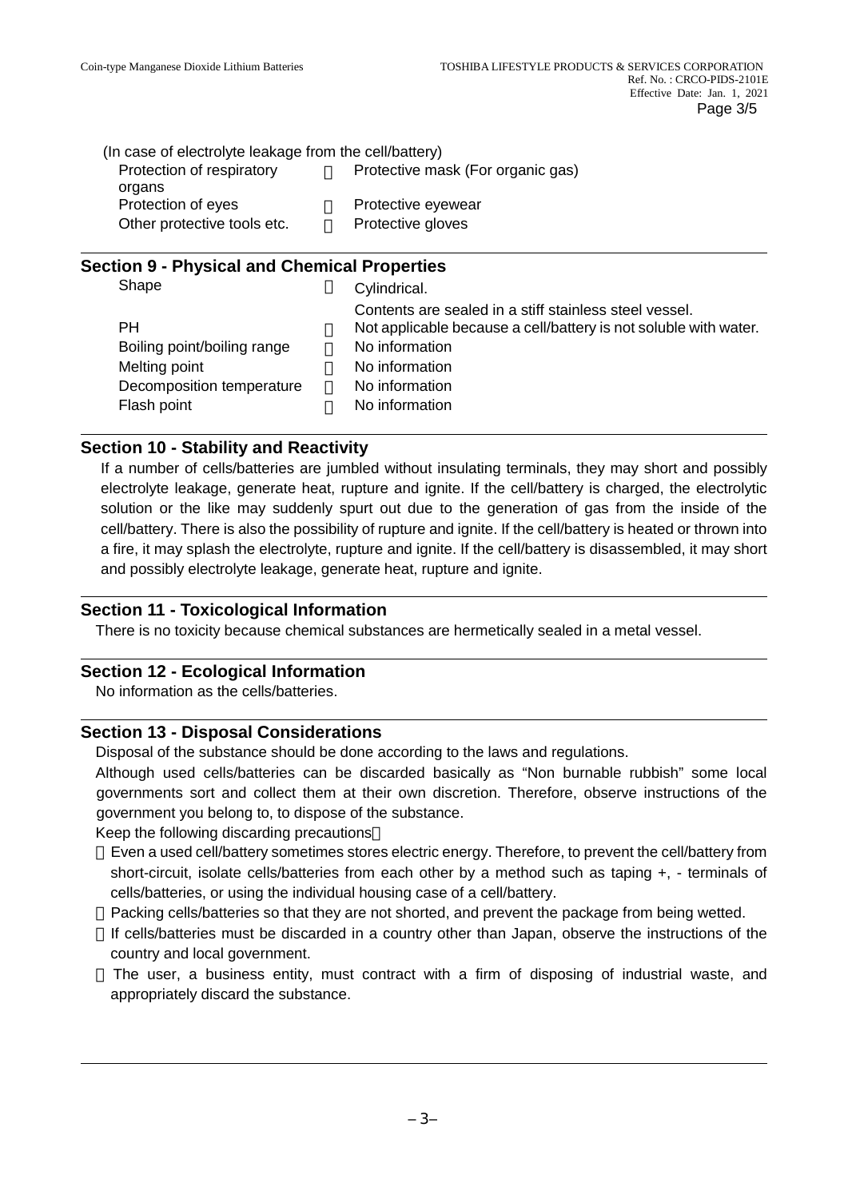(In case of electrolyte leakage from the cell/battery)

| | | |
|---|---|---|
| Protection of respiratory organs | ： | Protective mask (For organic gas) |
| Protection of eyes | ： | Protective eyewear |
| Other protective tools etc. | ： | Protective gloves |

## Section 9 - Physical and Chemical Properties

| | | |
|---|---|---|
| Shape | ： | Cylindrical.<br>Contents are sealed in a stiff stainless steel vessel. |
| PH | ： | Not applicable because a cell/battery is not soluble with water. |
| Boiling point/boiling range | ： | No information |
| Melting point | ： | No information |
| Decomposition temperature | ： | No information |
| Flash point | ： | No information |

## Section 10 - Stability and Reactivity

If a number of cells/batteries are jumbled without insulating terminals, they may short and possibly electrolyte leakage, generate heat, rupture and ignite. If the cell/battery is charged, the electrolytic solution or the like may suddenly spurt out due to the generation of gas from the inside of the cell/battery. There is also the possibility of rupture and ignite. If the cell/battery is heated or thrown into a fire, it may splash the electrolyte, rupture and ignite. If the cell/battery is disassembled, it may short and possibly electrolyte leakage, generate heat, rupture and ignite.

## Section 11 - Toxicological Information

There is no toxicity because chemical substances are hermetically sealed in a metal vessel.

## Section 12 - Ecological Information

No information as the cells/batteries.

## Section 13 - Disposal Considerations

Disposal of the substance should be done according to the laws and regulations.

Although used cells/batteries can be discarded basically as "Non burnable rubbish" some local governments sort and collect them at their own discretion. Therefore, observe instructions of the government you belong to, to dispose of the substance.

Keep the following discarding precautions：

- Even a used cell/battery sometimes stores electric energy. Therefore, to prevent the cell/battery from short-circuit, isolate cells/batteries from each other by a method such as taping +, - terminals of cells/batteries, or using the individual housing case of a cell/battery.
- Packing cells/batteries so that they are not shorted, and prevent the package from being wetted.
- If cells/batteries must be discarded in a country other than Japan, observe the instructions of the country and local government.
- The user, a business entity, must contract with a firm of disposing of industrial waste, and appropriately discard the substance.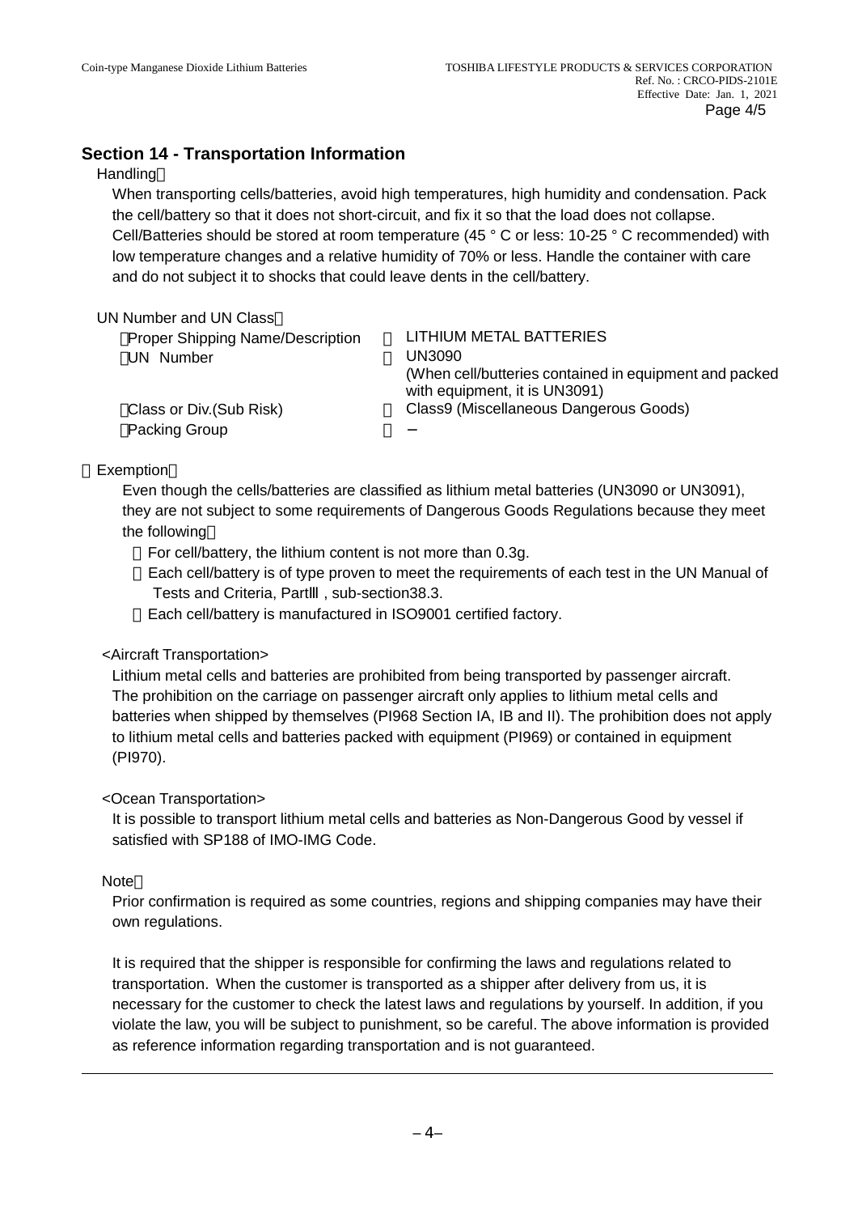## Section 14 - Transportation Information

Handling：

When transporting cells/batteries, avoid high temperatures, high humidity and condensation. Pack the cell/battery so that it does not short-circuit, and fix it so that the load does not collapse. Cell/Batteries should be stored at room temperature (45 ° C or less: 10-25 ° C recommended) with low temperature changes and a relative humidity of 70% or less. Handle the container with care and do not subject it to shocks that could leave dents in the cell/battery.

UN Number and UN Class：

| | | |
|---|---|---|
| ・Proper Shipping Name/Description | ： | LITHIUM METAL BATTERIES |
| ・UN Number | ： | UN3090 (When cell/butteries contained in equipment and packed with equipment, it is UN3091) |
| ・Class or Div.(Sub Risk) | ： | Class9 (Miscellaneous Dangerous Goods) |
| ・Packing Group | ： | − |

・Exemption：

Even though the cells/batteries are classified as lithium metal batteries (UN3090 or UN3091), they are not subject to some requirements of Dangerous Goods Regulations because they meet the following：

- For cell/battery, the lithium content is not more than 0.3g.
- Each cell/battery is of type proven to meet the requirements of each test in the UN Manual of Tests and Criteria, PartⅢ , sub-section38.3.
- Each cell/battery is manufactured in ISO9001 certified factory.

<Aircraft Transportation>

Lithium metal cells and batteries are prohibited from being transported by passenger aircraft. The prohibition on the carriage on passenger aircraft only applies to lithium metal cells and batteries when shipped by themselves (PI968 Section IA, IB and II). The prohibition does not apply to lithium metal cells and batteries packed with equipment (PI969) or contained in equipment (PI970).

<Ocean Transportation>

It is possible to transport lithium metal cells and batteries as Non-Dangerous Good by vessel if satisfied with SP188 of IMO-IMG Code.

Note：

Prior confirmation is required as some countries, regions and shipping companies may have their own regulations.

It is required that the shipper is responsible for confirming the laws and regulations related to transportation. When the customer is transported as a shipper after delivery from us, it is necessary for the customer to check the latest laws and regulations by yourself. In addition, if you violate the law, you will be subject to punishment, so be careful. The above information is provided as reference information regarding transportation and is not guaranteed.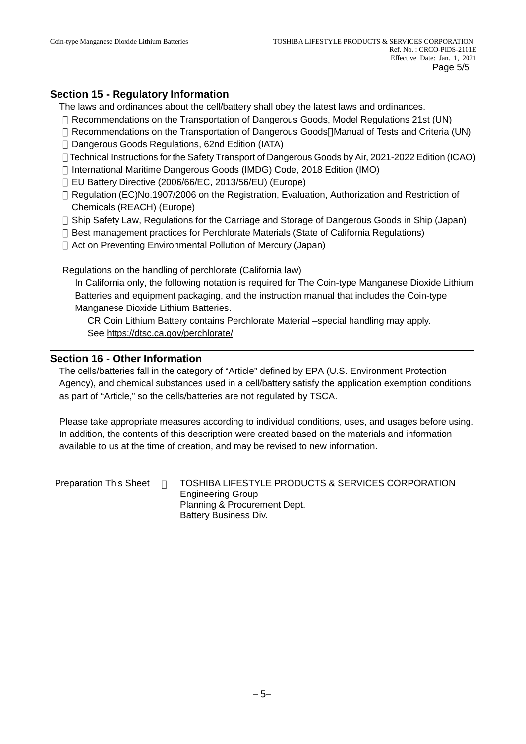## Section 15 - Regulatory Information

The laws and ordinances about the cell/battery shall obey the latest laws and ordinances.

- Recommendations on the Transportation of Dangerous Goods, Model Regulations 21st (UN)
- Recommendations on the Transportation of Dangerous Goods Manual of Tests and Criteria (UN)
- Dangerous Goods Regulations, 62nd Edition (IATA)
- Technical Instructions for the Safety Transport of Dangerous Goods by Air, 2021-2022 Edition (ICAO)
- International Maritime Dangerous Goods (IMDG) Code, 2018 Edition (IMO)
- EU Battery Directive (2006/66/EC, 2013/56/EU) (Europe)
- Regulation (EC)No.1907/2006 on the Registration, Evaluation, Authorization and Restriction of Chemicals (REACH) (Europe)
- Ship Safety Law, Regulations for the Carriage and Storage of Dangerous Goods in Ship (Japan)
- Best management practices for Perchlorate Materials (State of California Regulations)
- Act on Preventing Environmental Pollution of Mercury (Japan)

Regulations on the handling of perchlorate (California law)

In California only, the following notation is required for The Coin-type Manganese Dioxide Lithium Batteries and equipment packaging, and the instruction manual that includes the Coin-type Manganese Dioxide Lithium Batteries.

CR Coin Lithium Battery contains Perchlorate Material –special handling may apply.
See https://dtsc.ca.gov/perchlorate/

## Section 16 - Other Information

The cells/batteries fall in the category of “Article” defined by EPA (U.S. Environment Protection Agency), and chemical substances used in a cell/battery satisfy the application exemption conditions as part of “Article,” so the cells/batteries are not regulated by TSCA.

Please take appropriate measures according to individual conditions, uses, and usages before using. In addition, the contents of this description were created based on the materials and information available to us at the time of creation, and may be revised to new information.

Preparation This Sheet : TOSHIBA LIFESTYLE PRODUCTS & SERVICES CORPORATION
Engineering Group
Planning & Procurement Dept.
Battery Business Div.